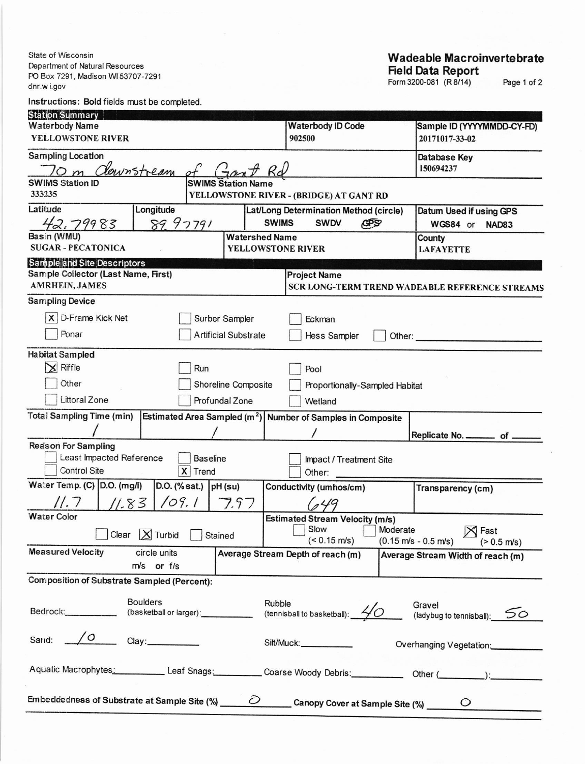State of Wisconsin
Department of Natural Resources
PO Box 7291, Madison WI 53707-7291
dnr.wi.gov

# Wadeable Macroinvertebrate Field Data Report

Form 3200-081 (R 8/14)

Instructions: **Bold** fields must be completed.

## Station Summary

| **Waterbody Name** | **Waterbody ID Code** | **Sample ID (YYYYMMDD-CY-FD)** |
|---|---|---|
| YELLOWSTONE RIVER | 902500 | 20171017-33-02 |

| **Sampling Location** | **Database Key** |
|---|---|
| 70 m downstream of Gant Rd | 150694237 |

| **SWIMS Station ID** | **SWIMS Station Name** |
|---|---|
| 333235 | YELLOWSTONE RIVER - (BRIDGE) AT GANT RD |

| **Latitude** | **Longitude** | **Lat/Long Determination Method (circle)** | **Datum Used if using GPS** |
|---|---|---|---|
| 42.79983 | 89.97791 | SWIMS SWDV **GPS** (circled) | WGS84 or NAD83 |

| **Basin (WMU)** | **Watershed Name** | **County** |
|---|---|---|
| SUGAR - PECATONICA | YELLOWSTONE RIVER | LAFAYETTE |

## Sample and Site Descriptors

| **Sample Collector (Last Name, First)** | **Project Name** |
|---|---|
| AMRHEIN, JAMES | SCR LONG-TERM TREND WADEABLE REFERENCE STREAMS |

**Sampling Device**

- [x] D-Frame Kick Net
- [ ] Surber Sampler
- [ ] Eckman
- [ ] Ponar
- [ ] Artificial Substrate
- [ ] Hess Sampler
- [ ] Other: ______

**Habitat Sampled**

- [x] Riffle
- [ ] Run
- [ ] Pool
- [ ] Other
- [ ] Shoreline Composite
- [ ] Proportionally-Sampled Habitat
- [ ] Littoral Zone
- [ ] Profundal Zone
- [ ] Wetland

| **Total Sampling Time (min)** | **Estimated Area Sampled (m²)** | **Number of Samples in Composite** | Replicate No. ___ of ___ |
|---|---|---|---|
| / | / | / | |

**Reason For Sampling**

- [ ] Least Impacted Reference
- [ ] Baseline
- [ ] Impact / Treatment Site
- [ ] Control Site
- [x] Trend
- [ ] Other: ______

| **Water Temp. (C)** | **D.O. (mg/l)** | **D.O. (% sat.)** | **pH (su)** | **Conductivity (umhos/cm)** | **Transparency (cm)** |
|---|---|---|---|---|---|
| 11.7 | 11.83 | 109.1 | 7.97 | 649 | |

**Water Color**

- [ ] Clear
- [x] Turbid
- [ ] Stained

**Estimated Stream Velocity (m/s)**

- [ ] Slow (< 0.15 m/s)
- [ ] Moderate (0.15 m/s - 0.5 m/s)
- [x] Fast (> 0.5 m/s)

| **Measured Velocity** (circle units m/s or f/s) | **Average Stream Depth of reach (m)** | **Average Stream Width of reach (m)** |
|---|---|---|
| | | |

**Composition of Substrate Sampled (Percent):**

Bedrock: ______ Boulders (basketball or larger): ______ Rubble (tennisball to basketball): 40 Gravel (ladybug to tennisball): 50

Sand: 10 Clay: ______ Silt/Muck: ______ Overhanging Vegetation: ______

Aquatic Macrophytes: ______ Leaf Snags: ______ Coarse Woody Debris: ______ Other (______): ______

Embeddedness of Substrate at Sample Site (%) 0 Canopy Cover at Sample Site (%) 0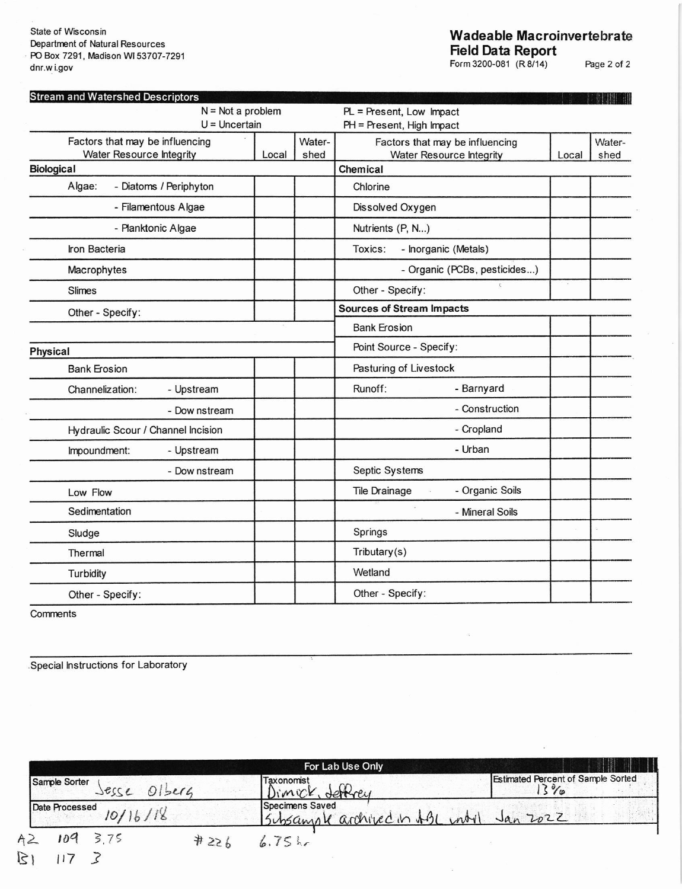State of Wisconsin
Department of Natural Resources
PO Box 7291, Madison WI 53707-7291
dnr.wi.gov

# Wadeable Macroinvertebrate Field Data Report

Form 3200-081 (R 8/14)

## Stream and Watershed Descriptors

N = Not a problem
U = Uncertain
PL = Present, Low Impact
PH = Present, High Impact

| Factors that may be influencing Water Resource Integrity | Local | Water-shed | Factors that may be influencing Water Resource Integrity | Local | Water-shed |
|---|---|---|---|---|---|
| **Biological** | | | **Chemical** | | |
| Algae: - Diatoms / Periphyton | | | Chlorine | | |
| - Filamentous Algae | | | Dissolved Oxygen | | |
| - Planktonic Algae | | | Nutrients (P, N...) | | |
| Iron Bacteria | | | Toxics: - Inorganic (Metals) | | |
| Macrophytes | | | - Organic (PCBs, pesticides...) | | |
| Slimes | | | Other - Specify: | | |
| Other - Specify: | | | **Sources of Stream Impacts** | | |
| | | | Bank Erosion | | |
| **Physical** | | | Point Source - Specify: | | |
| Bank Erosion | | | Pasturing of Livestock | | |
| Channelization: - Upstream | | | Runoff: - Barnyard | | |
| - Downstream | | | - Construction | | |
| Hydraulic Scour / Channel Incision | | | - Cropland | | |
| Impoundment: - Upstream | | | - Urban | | |
| - Downstream | | | Septic Systems | | |
| Low Flow | | | Tile Drainage - Organic Soils | | |
| Sedimentation | | | - Mineral Soils | | |
| Sludge | | | Springs | | |
| Thermal | | | Tributary(s) | | |
| Turbidity | | | Wetland | | |
| Other - Specify: | | | Other - Specify: | | |

Comments

Special Instructions for Laboratory

## For Lab Use Only

| Sample Sorter | Taxonomist | Estimated Percent of Sample Sorted |
|---|---|---|
| Jesse Olberg | Dimick, Jeffrey | 13% |
| **Date Processed** | **Specimens Saved** | |
| 10/16/18 | Subsample archived in ABL until Jan 2022 | |

A2 109 3.75 #226 6.75 hr
B1 117 3